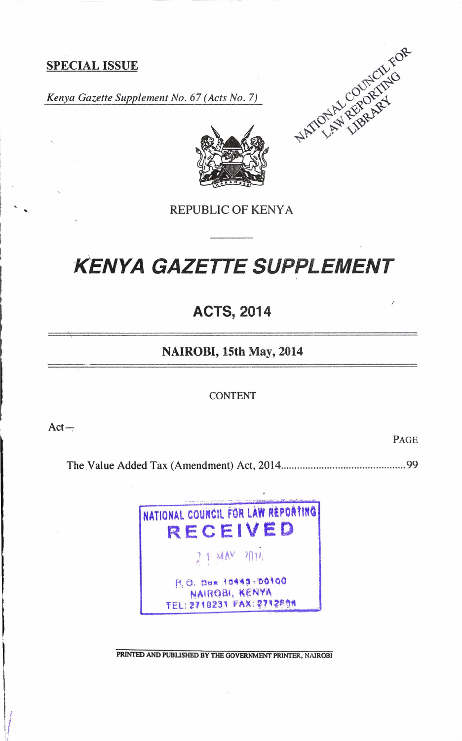**SPECIAL ISSUE**

*Kenya Gazette Supplement No. 67 (Acts No. 7)*

REPUBLIC OF KENYA

# KENYA GAZETTE SUPPLEMENT

## ACTS, 2014

**NAIROBI, 15th May, 2014**

CONTENT

Act—

PAGE

The Value Added Tax (Amendment) Act, 2014............................................. 99

NATIONAL COUNCIL FOR LAW REPORTING
RECEIVED
21 MAY 2014
P. O. Box 10443-00100
NAIROBI, KENYA
TEL: 2719231 FAX: 2712694

PRINTED AND PUBLISHED BY THE GOVERNMENT PRINTER, NAIROBI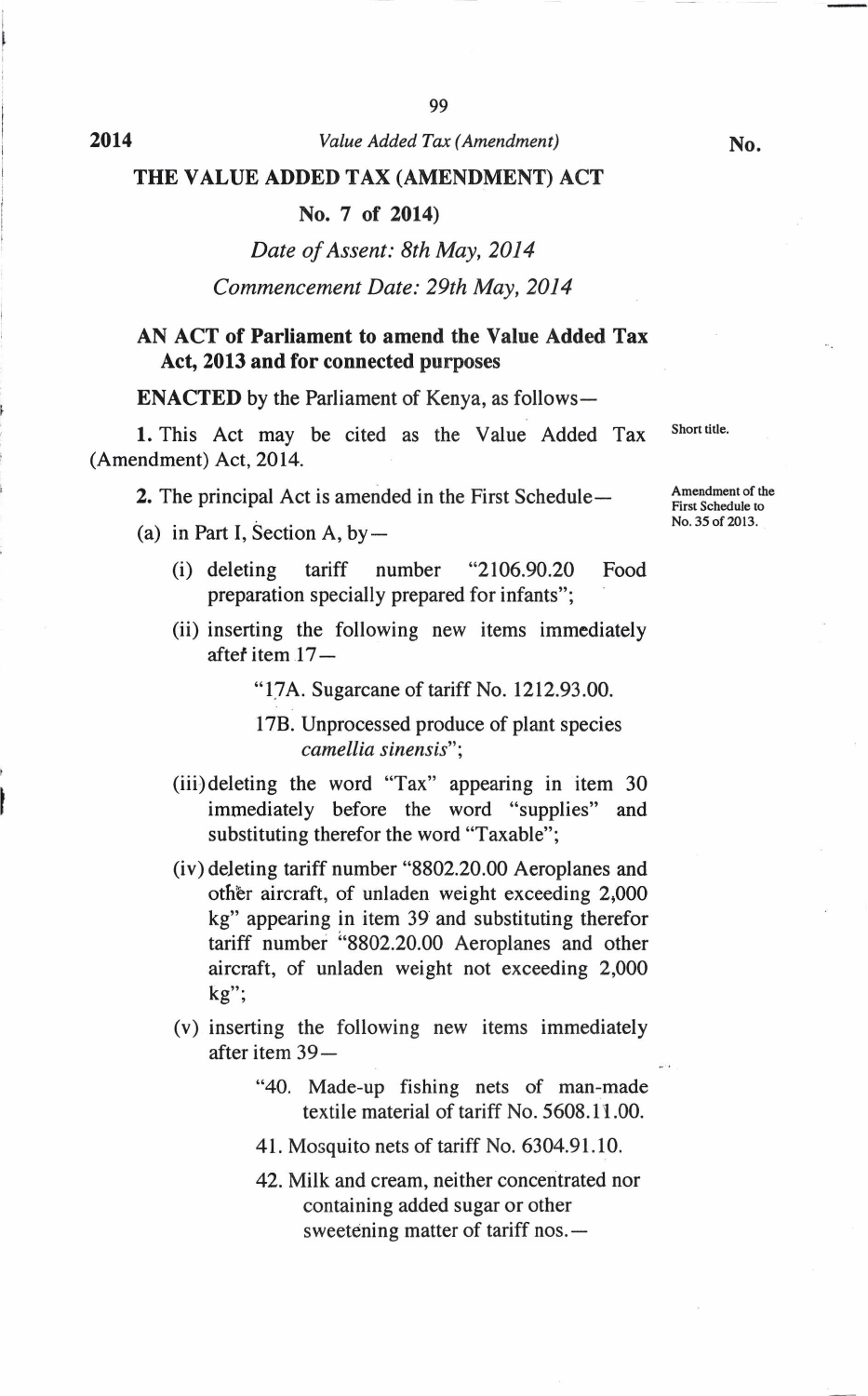# THE VALUE ADDED TAX (AMENDMENT) ACT

**No. 7 of 2014)**

*Date of Assent: 8th May, 2014*

*Commencement Date: 29th May, 2014*

**AN ACT of Parliament to amend the Value Added Tax Act, 2013 and for connected purposes**

**ENACTED** by the Parliament of Kenya, as follows—

Short title.

**1.** This Act may be cited as the Value Added Tax (Amendment) Act, 2014.

Amendment of the First Schedule to No. 35 of 2013.

**2.** The principal Act is amended in the First Schedule—

(a) in Part I, Section A, by—

(i) deleting tariff number "2106.90.20 Food preparation specially prepared for infants";

(ii) inserting the following new items immediately after item 17—

"17A. Sugarcane of tariff No. 1212.93.00.

17B. Unprocessed produce of plant species *camellia sinensis*";

(iii) deleting the word "Tax" appearing in item 30 immediately before the word "supplies" and substituting therefor the word "Taxable";

(iv) deleting tariff number "8802.20.00 Aeroplanes and other aircraft, of unladen weight exceeding 2,000 kg" appearing in item 39 and substituting therefor tariff number "8802.20.00 Aeroplanes and other aircraft, of unladen weight not exceeding 2,000 kg";

(v) inserting the following new items immediately after item 39—

"40. Made-up fishing nets of man-made textile material of tariff No. 5608.11.00.

41. Mosquito nets of tariff No. 6304.91.10.

42. Milk and cream, neither concentrated nor containing added sugar or other sweetening matter of tariff nos.—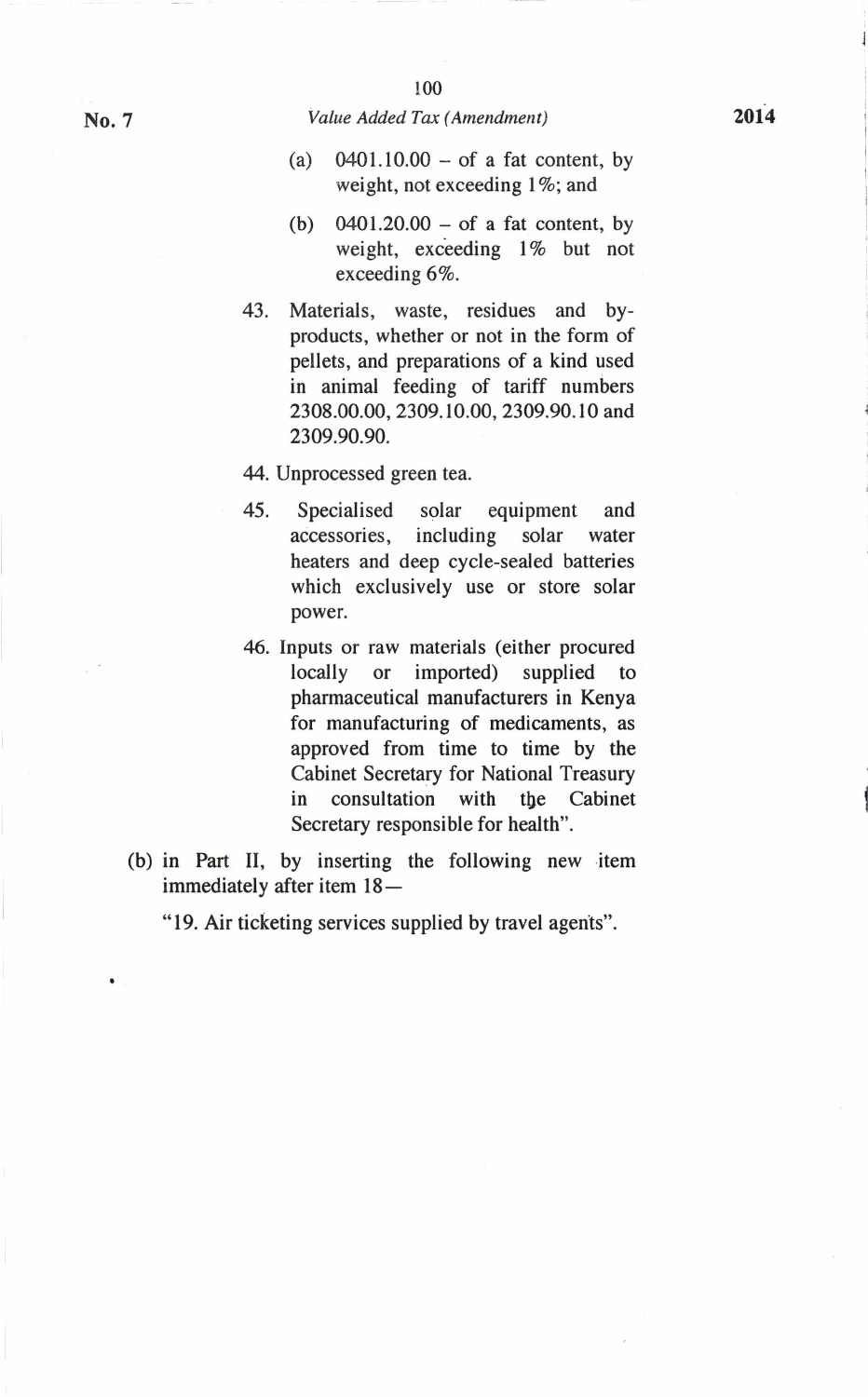(a) 0401.10.00 – of a fat content, by weight, not exceeding 1%; and

(b) 0401.20.00 – of a fat content, by weight, exceeding 1% but not exceeding 6%.

43. Materials, waste, residues and by-products, whether or not in the form of pellets, and preparations of a kind used in animal feeding of tariff numbers 2308.00.00, 2309.10.00, 2309.90.10 and 2309.90.90.

44. Unprocessed green tea.

45. Specialised solar equipment and accessories, including solar water heaters and deep cycle-sealed batteries which exclusively use or store solar power.

46. Inputs or raw materials (either procured locally or imported) supplied to pharmaceutical manufacturers in Kenya for manufacturing of medicaments, as approved from time to time by the Cabinet Secretary for National Treasury in consultation with the Cabinet Secretary responsible for health".

(b) in Part II, by inserting the following new item immediately after item 18—

"19. Air ticketing services supplied by travel agents".